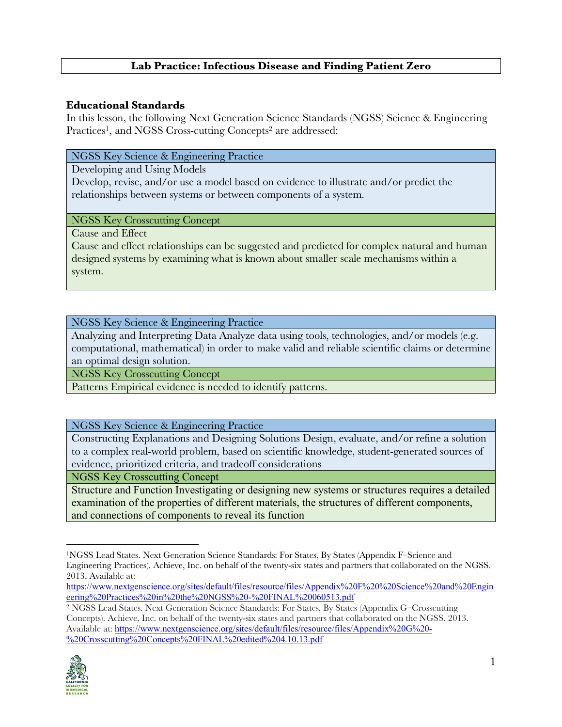# Lab Practice: Infectious Disease and Finding Patient Zero

## Educational Standards

In this lesson, the following Next Generation Science Standards (NGSS) Science & Engineering Practices[1], and NGSS Cross-cutting Concepts[2] are addressed:

| NGSS Key Science & Engineering Practice |
| --- |
| Developing and Using Models<br>Develop, revise, and/or use a model based on evidence to illustrate and/or predict the relationships between systems or between components of a system. |
| **NGSS Key Crosscutting Concept** |
| Cause and Effect<br>Cause and effect relationships can be suggested and predicted for complex natural and human designed systems by examining what is known about smaller scale mechanisms within a system. |

| NGSS Key Science & Engineering Practice |
| --- |
| Analyzing and Interpreting Data Analyze data using tools, technologies, and/or models (e.g. computational, mathematical) in order to make valid and reliable scientific claims or determine an optimal design solution. |
| **NGSS Key Crosscutting Concept** |
| Patterns Empirical evidence is needed to identify patterns. |

| NGSS Key Science & Engineering Practice |
| --- |
| Constructing Explanations and Designing Solutions Design, evaluate, and/or refine a solution to a complex real-world problem, based on scientific knowledge, student-generated sources of evidence, prioritized criteria, and tradeoff considerations |
| **NGSS Key Crosscutting Concept** |
| Structure and Function Investigating or designing new systems or structures requires a detailed examination of the properties of different materials, the structures of different components, and connections of components to reveal its function |

---

[1] NGSS Lead States. Next Generation Science Standards: For States, By States (Appendix F–Science and Engineering Practices). Achieve, Inc. on behalf of the twenty-six states and partners that collaborated on the NGSS. 2013. Available at: https://www.nextgenscience.org/sites/default/files/resource/files/Appendix%20F%20%20Science%20and%20Engineering%20Practices%20in%20the%20NGSS%20-%20FINAL%20060513.pdf

[2] NGSS Lead States. Next Generation Science Standards: For States, By States (Appendix G–Crosscutting Concepts). Achieve, Inc. on behalf of the twenty-six states and partners that collaborated on the NGSS. 2013. Available at: https://www.nextgenscience.org/sites/default/files/resource/files/Appendix%20G%20-%20Crosscutting%20Concepts%20FINAL%20edited%204.10.13.pdf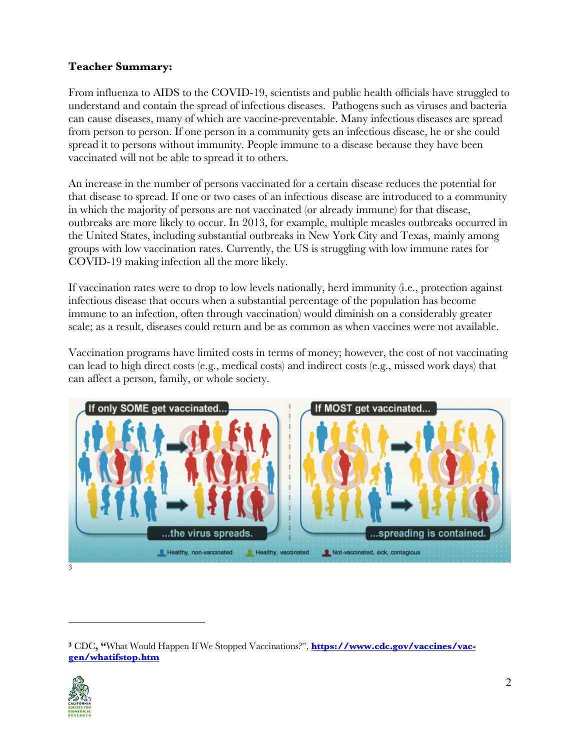**Teacher Summary:**

From influenza to AIDS to the COVID-19, scientists and public health officials have struggled to understand and contain the spread of infectious diseases. Pathogens such as viruses and bacteria can cause diseases, many of which are vaccine-preventable. Many infectious diseases are spread from person to person. If one person in a community gets an infectious disease, he or she could spread it to persons without immunity. People immune to a disease because they have been vaccinated will not be able to spread it to others.

An increase in the number of persons vaccinated for a certain disease reduces the potential for that disease to spread. If one or two cases of an infectious disease are introduced to a community in which the majority of persons are not vaccinated (or already immune) for that disease, outbreaks are more likely to occur. In 2013, for example, multiple measles outbreaks occurred in the United States, including substantial outbreaks in New York City and Texas, mainly among groups with low vaccination rates. Currently, the US is struggling with low immune rates for COVID-19 making infection all the more likely.

If vaccination rates were to drop to low levels nationally, herd immunity (i.e., protection against infectious disease that occurs when a substantial percentage of the population has become immune to an infection, often through vaccination) would diminish on a considerably greater scale; as a result, diseases could return and be as common as when vaccines were not available.

Vaccination programs have limited costs in terms of money; however, the cost of not vaccinating can lead to high direct costs (e.g., medical costs) and indirect costs (e.g., missed work days) that can affect a person, family, or whole society.

If only SOME get vaccinated... ...the virus spreads. If MOST get vaccinated... ...spreading is contained.

Healthy, non-vaccinated — Healthy, vaccinated — Not-vaccinated, sick, contagious

[3]

---

[3] CDC, "What Would Happen If We Stopped Vaccinations?", **https://www.cdc.gov/vaccines/vac-gen/whatifstop.htm**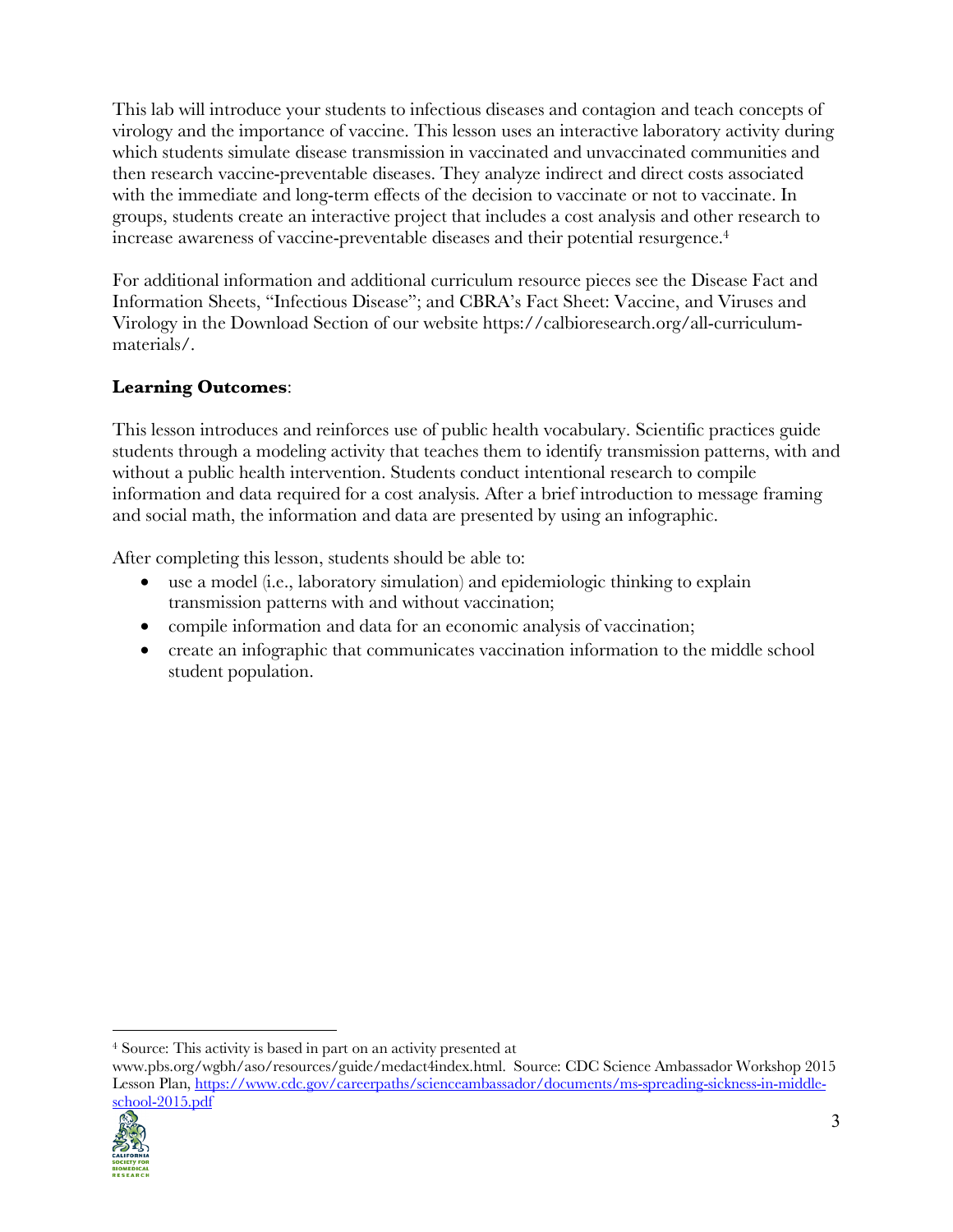This lab will introduce your students to infectious diseases and contagion and teach concepts of virology and the importance of vaccine. This lesson uses an interactive laboratory activity during which students simulate disease transmission in vaccinated and unvaccinated communities and then research vaccine-preventable diseases. They analyze indirect and direct costs associated with the immediate and long-term effects of the decision to vaccinate or not to vaccinate. In groups, students create an interactive project that includes a cost analysis and other research to increase awareness of vaccine-preventable diseases and their potential resurgence.[4]

For additional information and additional curriculum resource pieces see the Disease Fact and Information Sheets, "Infectious Disease"; and CBRA's Fact Sheet: Vaccine, and Viruses and Virology in the Download Section of our website https://calbioresearch.org/all-curriculum-materials/.

**Learning Outcomes**:

This lesson introduces and reinforces use of public health vocabulary. Scientific practices guide students through a modeling activity that teaches them to identify transmission patterns, with and without a public health intervention. Students conduct intentional research to compile information and data required for a cost analysis. After a brief introduction to message framing and social math, the information and data are presented by using an infographic.

After completing this lesson, students should be able to:

- use a model (i.e., laboratory simulation) and epidemiologic thinking to explain transmission patterns with and without vaccination;
- compile information and data for an economic analysis of vaccination;
- create an infographic that communicates vaccination information to the middle school student population.

---

[4] Source: This activity is based in part on an activity presented at www.pbs.org/wgbh/aso/resources/guide/medact4index.html. Source: CDC Science Ambassador Workshop 2015 Lesson Plan, [https://www.cdc.gov/careerpaths/scienceambassador/documents/ms-spreading-sickness-in-middle-school-2015.pdf](https://www.cdc.gov/careerpaths/scienceambassador/documents/ms-spreading-sickness-in-middle-school-2015.pdf)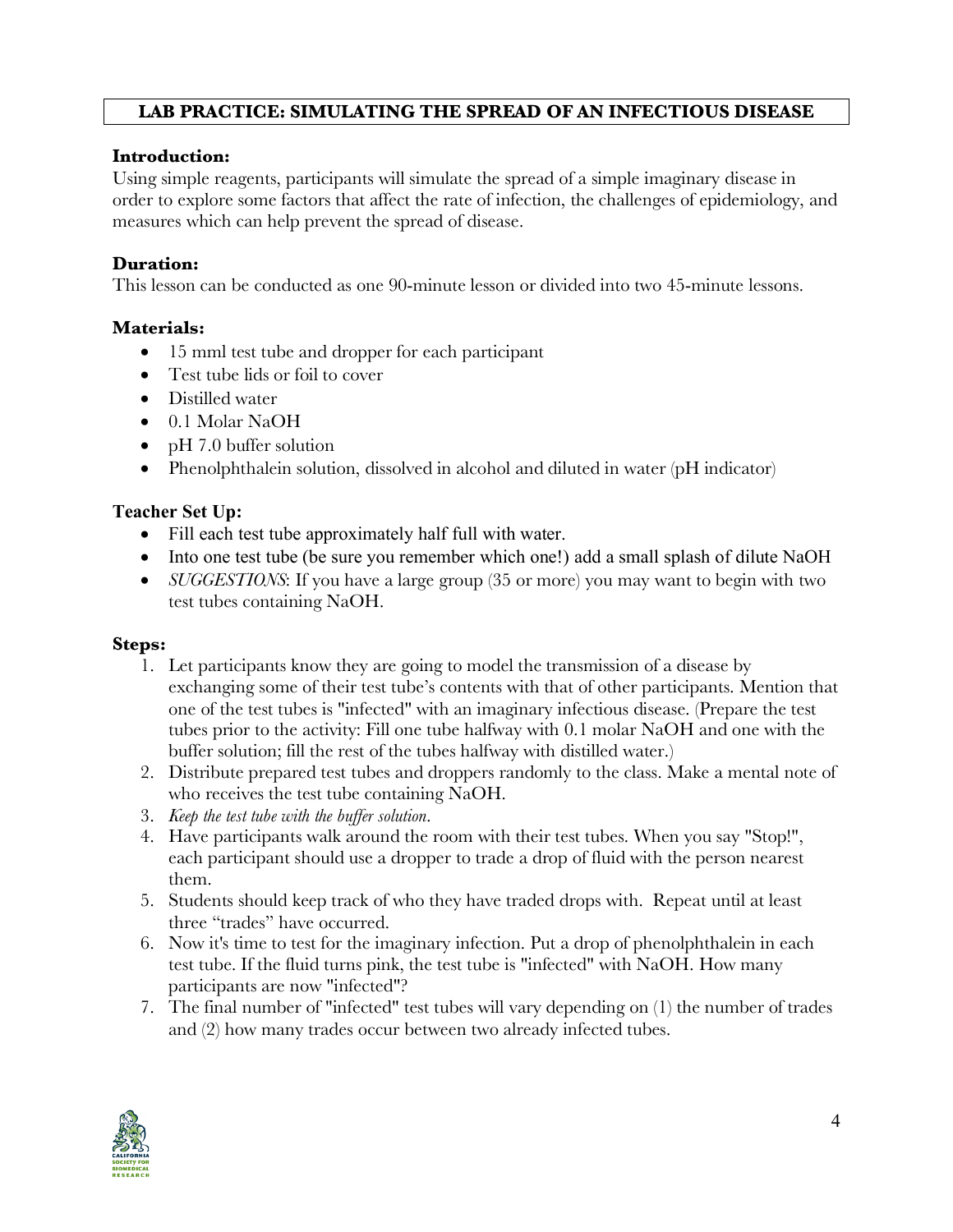## LAB PRACTICE: SIMULATING THE SPREAD OF AN INFECTIOUS DISEASE

**Introduction:**
Using simple reagents, participants will simulate the spread of a simple imaginary disease in order to explore some factors that affect the rate of infection, the challenges of epidemiology, and measures which can help prevent the spread of disease.

**Duration:**
This lesson can be conducted as one 90-minute lesson or divided into two 45-minute lessons.

**Materials:**

- 15 mml test tube and dropper for each participant
- Test tube lids or foil to cover
- Distilled water
- 0.1 Molar NaOH
- pH 7.0 buffer solution
- Phenolphthalein solution, dissolved in alcohol and diluted in water (pH indicator)

**Teacher Set Up:**

- Fill each test tube approximately half full with water.
- Into one test tube (be sure you remember which one!) add a small splash of dilute NaOH
- *SUGGESTIONS*: If you have a large group (35 or more) you may want to begin with two test tubes containing NaOH.

**Steps:**

1. Let participants know they are going to model the transmission of a disease by exchanging some of their test tube's contents with that of other participants. Mention that one of the test tubes is "infected" with an imaginary infectious disease. (Prepare the test tubes prior to the activity: Fill one tube halfway with 0.1 molar NaOH and one with the buffer solution; fill the rest of the tubes halfway with distilled water.)
2. Distribute prepared test tubes and droppers randomly to the class. Make a mental note of who receives the test tube containing NaOH.
3. *Keep the test tube with the buffer solution.*
4. Have participants walk around the room with their test tubes. When you say "Stop!", each participant should use a dropper to trade a drop of fluid with the person nearest them.
5. Students should keep track of who they have traded drops with. Repeat until at least three "trades" have occurred.
6. Now it's time to test for the imaginary infection. Put a drop of phenolphthalein in each test tube. If the fluid turns pink, the test tube is "infected" with NaOH. How many participants are now "infected"?
7. The final number of "infected" test tubes will vary depending on (1) the number of trades and (2) how many trades occur between two already infected tubes.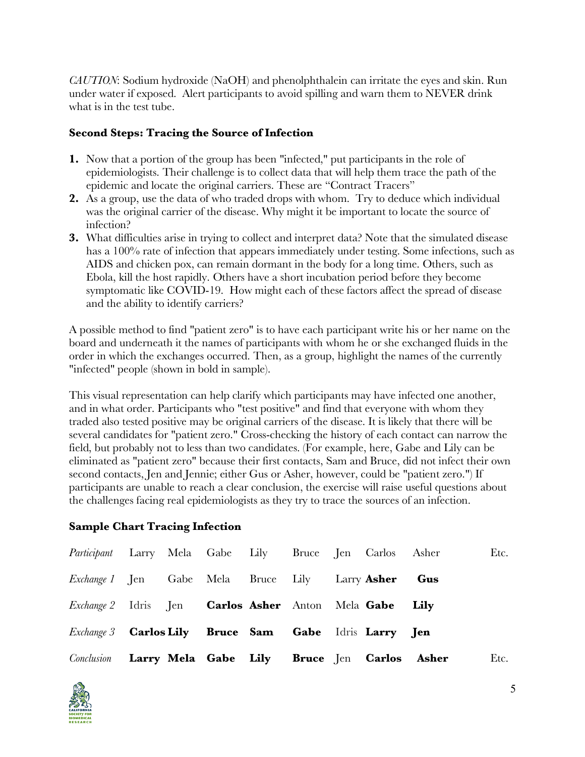*CAUTION*: Sodium hydroxide (NaOH) and phenolphthalein can irritate the eyes and skin. Run under water if exposed. Alert participants to avoid spilling and warn them to NEVER drink what is in the test tube.

### Second Steps: Tracing the Source of Infection

1. Now that a portion of the group has been "infected," put participants in the role of epidemiologists. Their challenge is to collect data that will help them trace the path of the epidemic and locate the original carriers. These are "Contract Tracers"
2. As a group, use the data of who traded drops with whom. Try to deduce which individual was the original carrier of the disease. Why might it be important to locate the source of infection?
3. What difficulties arise in trying to collect and interpret data? Note that the simulated disease has a 100% rate of infection that appears immediately under testing. Some infections, such as AIDS and chicken pox, can remain dormant in the body for a long time. Others, such as Ebola, kill the host rapidly. Others have a short incubation period before they become symptomatic like COVID-19. How might each of these factors affect the spread of disease and the ability to identify carriers?

A possible method to find "patient zero" is to have each participant write his or her name on the board and underneath it the names of participants with whom he or she exchanged fluids in the order in which the exchanges occurred. Then, as a group, highlight the names of the currently "infected" people (shown in bold in sample).

This visual representation can help clarify which participants may have infected one another, and in what order. Participants who "test positive" and find that everyone with whom they traded also tested positive may be original carriers of the disease. It is likely that there will be several candidates for "patient zero." Cross-checking the history of each contact can narrow the field, but probably not to less than two candidates. (For example, here, Gabe and Lily can be eliminated as "patient zero" because their first contacts, Sam and Bruce, did not infect their own second contacts, Jen and Jennie; either Gus or Asher, however, could be "patient zero.") If participants are unable to reach a clear conclusion, the exercise will raise useful questions about the challenges facing real epidemiologists as they try to trace the sources of an infection.

### Sample Chart Tracing Infection

| *Participant* | Larry | Mela | Gabe | Lily | Bruce | Jen | Carlos | Asher | Etc. |
|---|---|---|---|---|---|---|---|---|---|
| *Exchange 1* | Jen | Gabe | Mela | Bruce | Lily | Larry | **Asher** | **Gus** | |
| *Exchange 2* | Idris | Jen | **Carlos** | **Asher** | Anton | Mela | **Gabe** | **Lily** | |
| *Exchange 3* | **Carlos** | **Lily** | **Bruce** | **Sam** | **Gabe** | Idris | **Larry** | **Jen** | |
| *Conclusion* | **Larry** | **Mela** | **Gabe** | **Lily** | **Bruce** | Jen | **Carlos** | **Asher** | Etc. |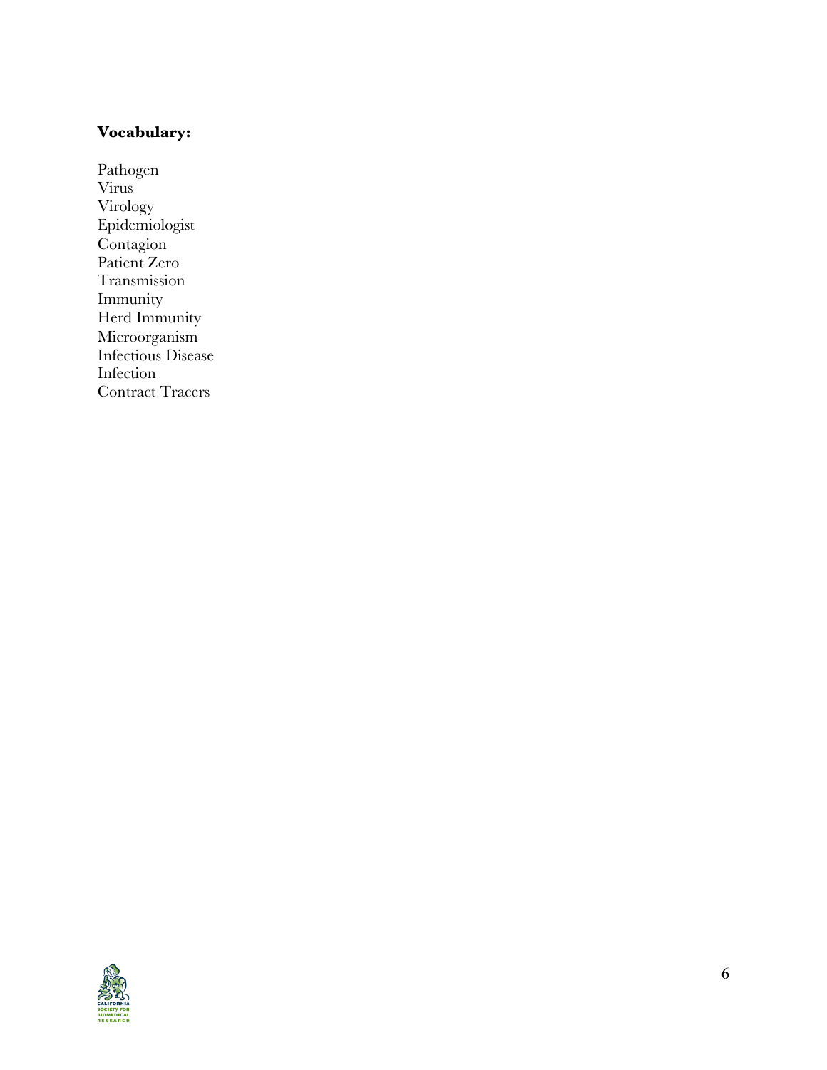**Vocabulary:**

Pathogen
Virus
Virology
Epidemiologist
Contagion
Patient Zero
Transmission
Immunity
Herd Immunity
Microorganism
Infectious Disease
Infection
Contract Tracers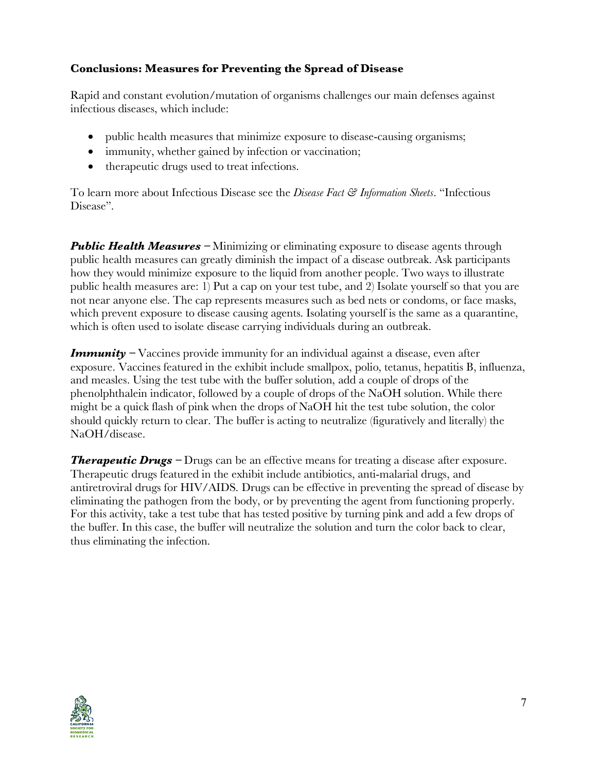**Conclusions: Measures for Preventing the Spread of Disease**

Rapid and constant evolution/mutation of organisms challenges our main defenses against infectious diseases, which include:

- public health measures that minimize exposure to disease-causing organisms;
- immunity, whether gained by infection or vaccination;
- therapeutic drugs used to treat infections.

To learn more about Infectious Disease see the *Disease Fact & Information Sheets*. "Infectious Disease".

***Public Health Measures*** – Minimizing or eliminating exposure to disease agents through public health measures can greatly diminish the impact of a disease outbreak. Ask participants how they would minimize exposure to the liquid from another people. Two ways to illustrate public health measures are: 1) Put a cap on your test tube, and 2) Isolate yourself so that you are not near anyone else. The cap represents measures such as bed nets or condoms, or face masks, which prevent exposure to disease causing agents. Isolating yourself is the same as a quarantine, which is often used to isolate disease carrying individuals during an outbreak.

***Immunity*** – Vaccines provide immunity for an individual against a disease, even after exposure. Vaccines featured in the exhibit include smallpox, polio, tetanus, hepatitis B, influenza, and measles. Using the test tube with the buffer solution, add a couple of drops of the phenolphthalein indicator, followed by a couple of drops of the NaOH solution. While there might be a quick flash of pink when the drops of NaOH hit the test tube solution, the color should quickly return to clear. The buffer is acting to neutralize (figuratively and literally) the NaOH/disease.

***Therapeutic Drugs*** – Drugs can be an effective means for treating a disease after exposure. Therapeutic drugs featured in the exhibit include antibiotics, anti-malarial drugs, and antiretroviral drugs for HIV/AIDS. Drugs can be effective in preventing the spread of disease by eliminating the pathogen from the body, or by preventing the agent from functioning properly. For this activity, take a test tube that has tested positive by turning pink and add a few drops of the buffer. In this case, the buffer will neutralize the solution and turn the color back to clear, thus eliminating the infection.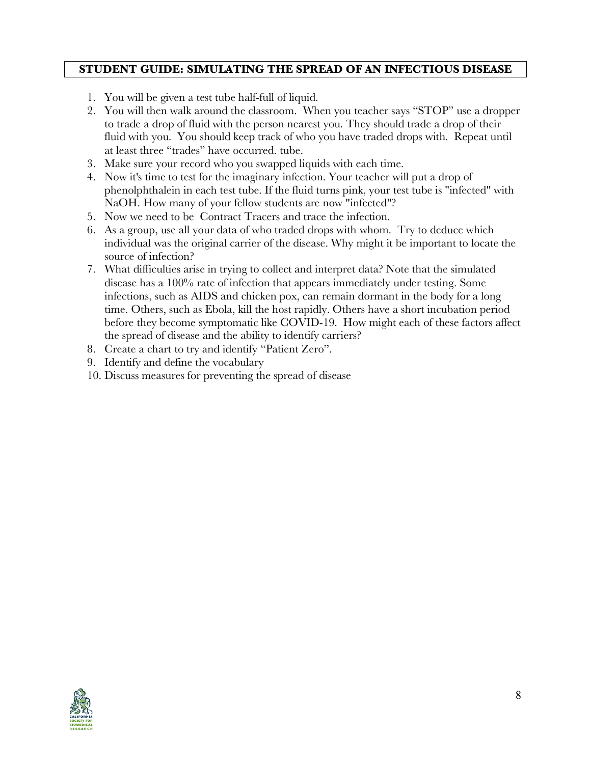## STUDENT GUIDE: SIMULATING THE SPREAD OF AN INFECTIOUS DISEASE

1. You will be given a test tube half-full of liquid.
2. You will then walk around the classroom. When you teacher says "STOP" use a dropper to trade a drop of fluid with the person nearest you. They should trade a drop of their fluid with you. You should keep track of who you have traded drops with. Repeat until at least three "trades" have occurred. tube.
3. Make sure your record who you swapped liquids with each time.
4. Now it's time to test for the imaginary infection. Your teacher will put a drop of phenolphthalein in each test tube. If the fluid turns pink, your test tube is "infected" with NaOH. How many of your fellow students are now "infected"?
5. Now we need to be Contract Tracers and trace the infection.
6. As a group, use all your data of who traded drops with whom. Try to deduce which individual was the original carrier of the disease. Why might it be important to locate the source of infection?
7. What difficulties arise in trying to collect and interpret data? Note that the simulated disease has a 100% rate of infection that appears immediately under testing. Some infections, such as AIDS and chicken pox, can remain dormant in the body for a long time. Others, such as Ebola, kill the host rapidly. Others have a short incubation period before they become symptomatic like COVID-19. How might each of these factors affect the spread of disease and the ability to identify carriers?
8. Create a chart to try and identify "Patient Zero".
9. Identify and define the vocabulary
10. Discuss measures for preventing the spread of disease